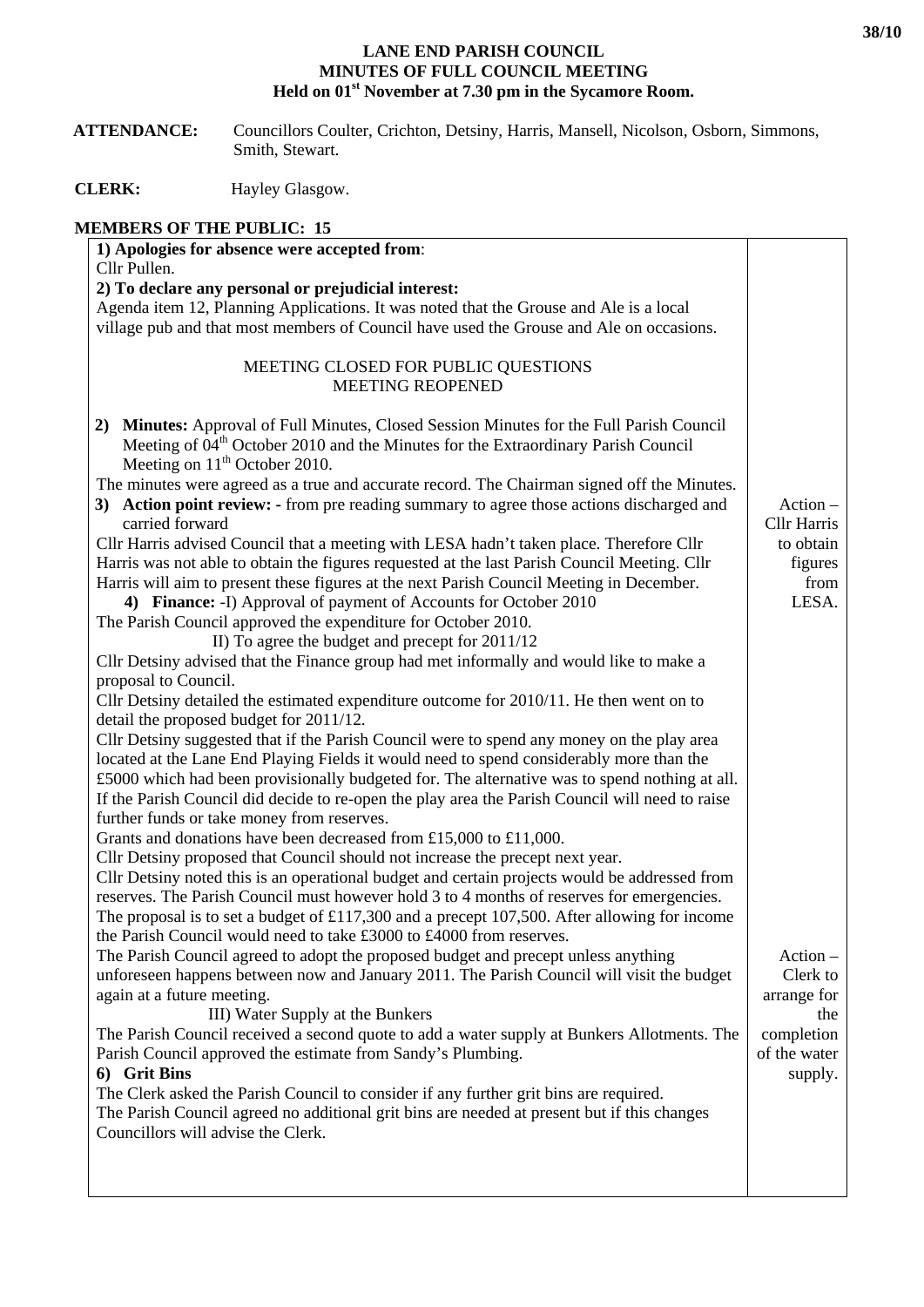# LANE END PARISH COUNCIL
## MINUTES OF FULL COUNCIL MEETING
### Held on 01st November at 7.30 pm in the Sycamore Room.

**ATTENDANCE:** Councillors Coulter, Crichton, Detsiny, Harris, Mansell, Nicolson, Osborn, Simmons, Smith, Stewart.

**CLERK:** Hayley Glasgow.

**MEMBERS OF THE PUBLIC: 15**

| | |
|---|---|
| **1) Apologies for absence were accepted from**:<br>Cllr Pullen.<br>**2) To declare any personal or prejudicial interest:**<br>Agenda item 12, Planning Applications. It was noted that the Grouse and Ale is a local village pub and that most members of Council have used the Grouse and Ale on occasions.<br><br>MEETING CLOSED FOR PUBLIC QUESTIONS<br>MEETING REOPENED<br><br>**2) Minutes:** Approval of Full Minutes, Closed Session Minutes for the Full Parish Council Meeting of 04th October 2010 and the Minutes for the Extraordinary Parish Council Meeting on 11th October 2010.<br>The minutes were agreed as a true and accurate record. The Chairman signed off the Minutes.<br>**3) Action point review: -** from pre reading summary to agree those actions discharged and carried forward<br>Cllr Harris advised Council that a meeting with LESA hadn't taken place. Therefore Cllr Harris was not able to obtain the figures requested at the last Parish Council Meeting. Cllr Harris will aim to present these figures at the next Parish Council Meeting in December. | Action – Cllr Harris to obtain figures from LESA. |
| **4) Finance:** -I) Approval of payment of Accounts for October 2010<br>The Parish Council approved the expenditure for October 2010.<br>II) To agree the budget and precept for 2011/12<br>Cllr Detsiny advised that the Finance group had met informally and would like to make a proposal to Council.<br>Cllr Detsiny detailed the estimated expenditure outcome for 2010/11. He then went on to detail the proposed budget for 2011/12.<br>Cllr Detsiny suggested that if the Parish Council were to spend any money on the play area located at the Lane End Playing Fields it would need to spend considerably more than the £5000 which had been provisionally budgeted for. The alternative was to spend nothing at all. If the Parish Council did decide to re-open the play area the Parish Council will need to raise further funds or take money from reserves.<br>Grants and donations have been decreased from £15,000 to £11,000.<br>Cllr Detsiny proposed that Council should not increase the precept next year.<br>Cllr Detsiny noted this is an operational budget and certain projects would be addressed from reserves. The Parish Council must however hold 3 to 4 months of reserves for emergencies.<br>The proposal is to set a budget of £117,300 and a precept 107,500. After allowing for income the Parish Council would need to take £3000 to £4000 from reserves.<br>The Parish Council agreed to adopt the proposed budget and precept unless anything unforeseen happens between now and January 2011. The Parish Council will visit the budget again at a future meeting.<br>III) Water Supply at the Bunkers<br>The Parish Council received a second quote to add a water supply at Bunkers Allotments. The Parish Council approved the estimate from Sandy's Plumbing. | Action – Clerk to arrange for the completion of the water supply. |
| **6) Grit Bins**<br>The Clerk asked the Parish Council to consider if any further grit bins are required.<br>The Parish Council agreed no additional grit bins are needed at present but if this changes Councillors will advise the Clerk. | |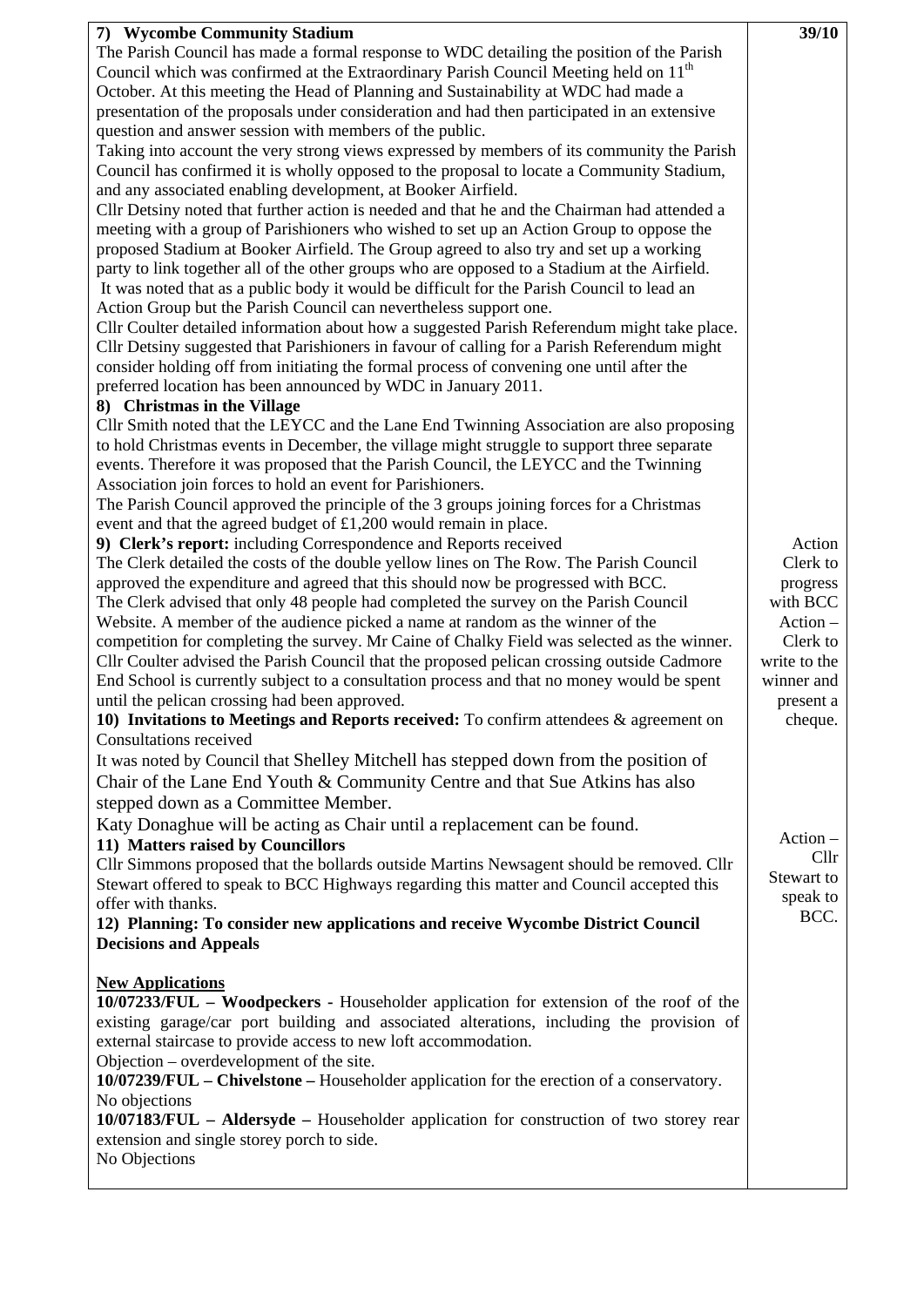**7) Wycombe Community Stadium**

39/10

The Parish Council has made a formal response to WDC detailing the position of the Parish Council which was confirmed at the Extraordinary Parish Council Meeting held on 11th October. At this meeting the Head of Planning and Sustainability at WDC had made a presentation of the proposals under consideration and had then participated in an extensive question and answer session with members of the public.

Taking into account the very strong views expressed by members of its community the Parish Council has confirmed it is wholly opposed to the proposal to locate a Community Stadium, and any associated enabling development, at Booker Airfield.

Cllr Detsiny noted that further action is needed and that he and the Chairman had attended a meeting with a group of Parishioners who wished to set up an Action Group to oppose the proposed Stadium at Booker Airfield. The Group agreed to also try and set up a working party to link together all of the other groups who are opposed to a Stadium at the Airfield.

It was noted that as a public body it would be difficult for the Parish Council to lead an Action Group but the Parish Council can nevertheless support one.

Cllr Coulter detailed information about how a suggested Parish Referendum might take place. Cllr Detsiny suggested that Parishioners in favour of calling for a Parish Referendum might consider holding off from initiating the formal process of convening one until after the preferred location has been announced by WDC in January 2011.

**8) Christmas in the Village**

Cllr Smith noted that the LEYCC and the Lane End Twinning Association are also proposing to hold Christmas events in December, the village might struggle to support three separate events. Therefore it was proposed that the Parish Council, the LEYCC and the Twinning Association join forces to hold an event for Parishioners.

The Parish Council approved the principle of the 3 groups joining forces for a Christmas event and that the agreed budget of £1,200 would remain in place.

**9) Clerk's report:** including Correspondence and Reports received

The Clerk detailed the costs of the double yellow lines on The Row. The Parish Council approved the expenditure and agreed that this should now be progressed with BCC.

*Action Clerk to progress with BCC*

The Clerk advised that only 48 people had completed the survey on the Parish Council Website. A member of the audience picked a name at random as the winner of the competition for completing the survey. Mr Caine of Chalky Field was selected as the winner.

*Action – Clerk to write to the winner and present a cheque.*

Cllr Coulter advised the Parish Council that the proposed pelican crossing outside Cadmore End School is currently subject to a consultation process and that no money would be spent until the pelican crossing had been approved.

**10) Invitations to Meetings and Reports received:** To confirm attendees & agreement on Consultations received

It was noted by Council that Shelley Mitchell has stepped down from the position of Chair of the Lane End Youth & Community Centre and that Sue Atkins has also stepped down as a Committee Member.

Katy Donaghue will be acting as Chair until a replacement can be found.

**11) Matters raised by Councillors**

Cllr Simmons proposed that the bollards outside Martins Newsagent should be removed. Cllr Stewart offered to speak to BCC Highways regarding this matter and Council accepted this offer with thanks.

*Action – Cllr Stewart to speak to BCC.*

**12) Planning: To consider new applications and receive Wycombe District Council Decisions and Appeals**

**New Applications**

**10/07233/FUL – Woodpeckers** - Householder application for extension of the roof of the existing garage/car port building and associated alterations, including the provision of external staircase to provide access to new loft accommodation.

Objection – overdevelopment of the site.

**10/07239/FUL – Chivelstone –** Householder application for the erection of a conservatory.

No objections

**10/07183/FUL – Aldersyde –** Householder application for construction of two storey rear extension and single storey porch to side.

No Objections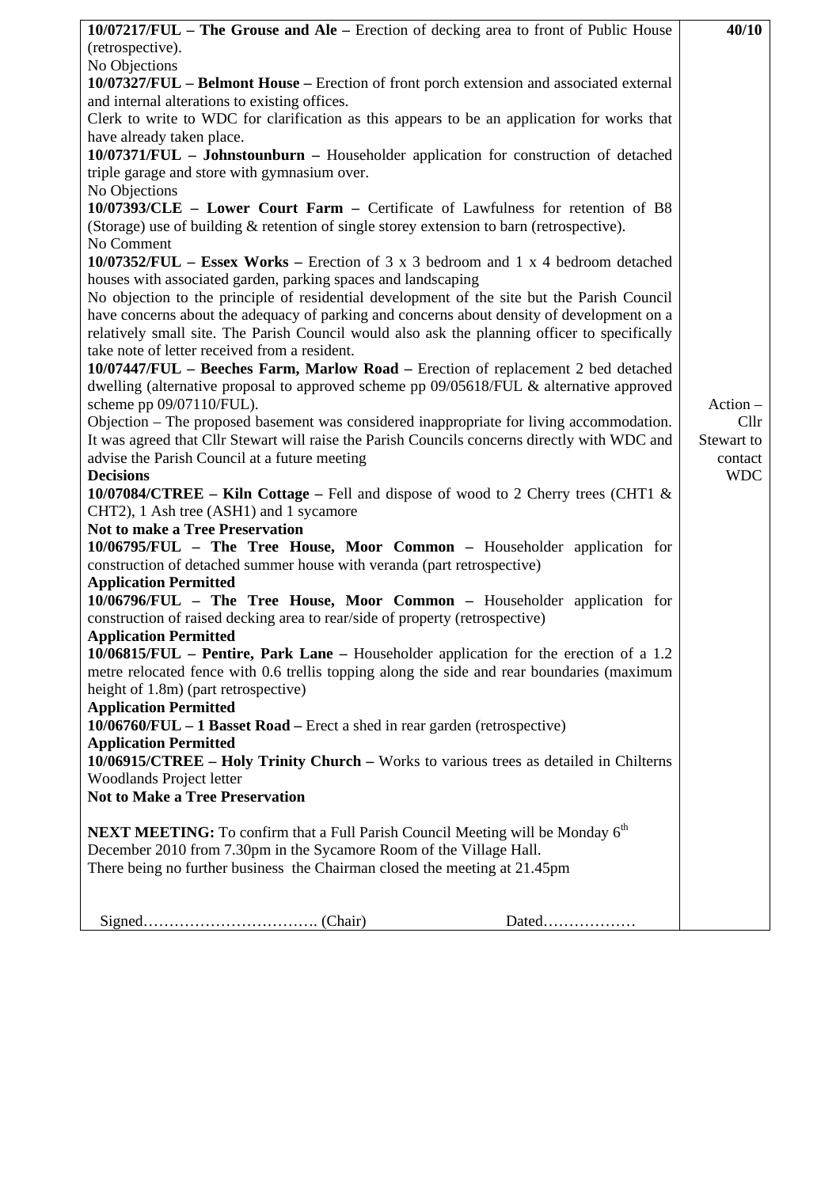**10/07217/FUL – The Grouse and Ale –** Erection of decking area to front of Public House (retrospective).
No Objections

**40/10**

**10/07327/FUL – Belmont House –** Erection of front porch extension and associated external and internal alterations to existing offices.
Clerk to write to WDC for clarification as this appears to be an application for works that have already taken place.

**10/07371/FUL – Johnstounburn –** Householder application for construction of detached triple garage and store with gymnasium over.
No Objections

**10/07393/CLE – Lower Court Farm –** Certificate of Lawfulness for retention of B8 (Storage) use of building & retention of single storey extension to barn (retrospective).
No Comment

**10/07352/FUL – Essex Works –** Erection of 3 x 3 bedroom and 1 x 4 bedroom detached houses with associated garden, parking spaces and landscaping
No objection to the principle of residential development of the site but the Parish Council have concerns about the adequacy of parking and concerns about density of development on a relatively small site. The Parish Council would also ask the planning officer to specifically take note of letter received from a resident.

**10/07447/FUL – Beeches Farm, Marlow Road –** Erection of replacement 2 bed detached dwelling (alternative proposal to approved scheme pp 09/05618/FUL & alternative approved scheme pp 09/07110/FUL).
Objection – The proposed basement was considered inappropriate for living accommodation. It was agreed that Cllr Stewart will raise the Parish Councils concerns directly with WDC and advise the Parish Council at a future meeting

Action – Cllr Stewart to contact WDC

**Decisions**

**10/07084/CTREE – Kiln Cottage –** Fell and dispose of wood to 2 Cherry trees (CHT1 & CHT2), 1 Ash tree (ASH1) and 1 sycamore
**Not to make a Tree Preservation**

**10/06795/FUL – The Tree House, Moor Common –** Householder application for construction of detached summer house with veranda (part retrospective)
**Application Permitted**

**10/06796/FUL – The Tree House, Moor Common –** Householder application for construction of raised decking area to rear/side of property (retrospective)
**Application Permitted**

**10/06815/FUL – Pentire, Park Lane –** Householder application for the erection of a 1.2 metre relocated fence with 0.6 trellis topping along the side and rear boundaries (maximum height of 1.8m) (part retrospective)
**Application Permitted**

**10/06760/FUL – 1 Basset Road –** Erect a shed in rear garden (retrospective)
**Application Permitted**

**10/06915/CTREE – Holy Trinity Church –** Works to various trees as detailed in Chilterns Woodlands Project letter
**Not to Make a Tree Preservation**

**NEXT MEETING:** To confirm that a Full Parish Council Meeting will be Monday 6th December 2010 from 7.30pm in the Sycamore Room of the Village Hall.
There being no further business the Chairman closed the meeting at 21.45pm

Signed……………………………. (Chair) Dated………………